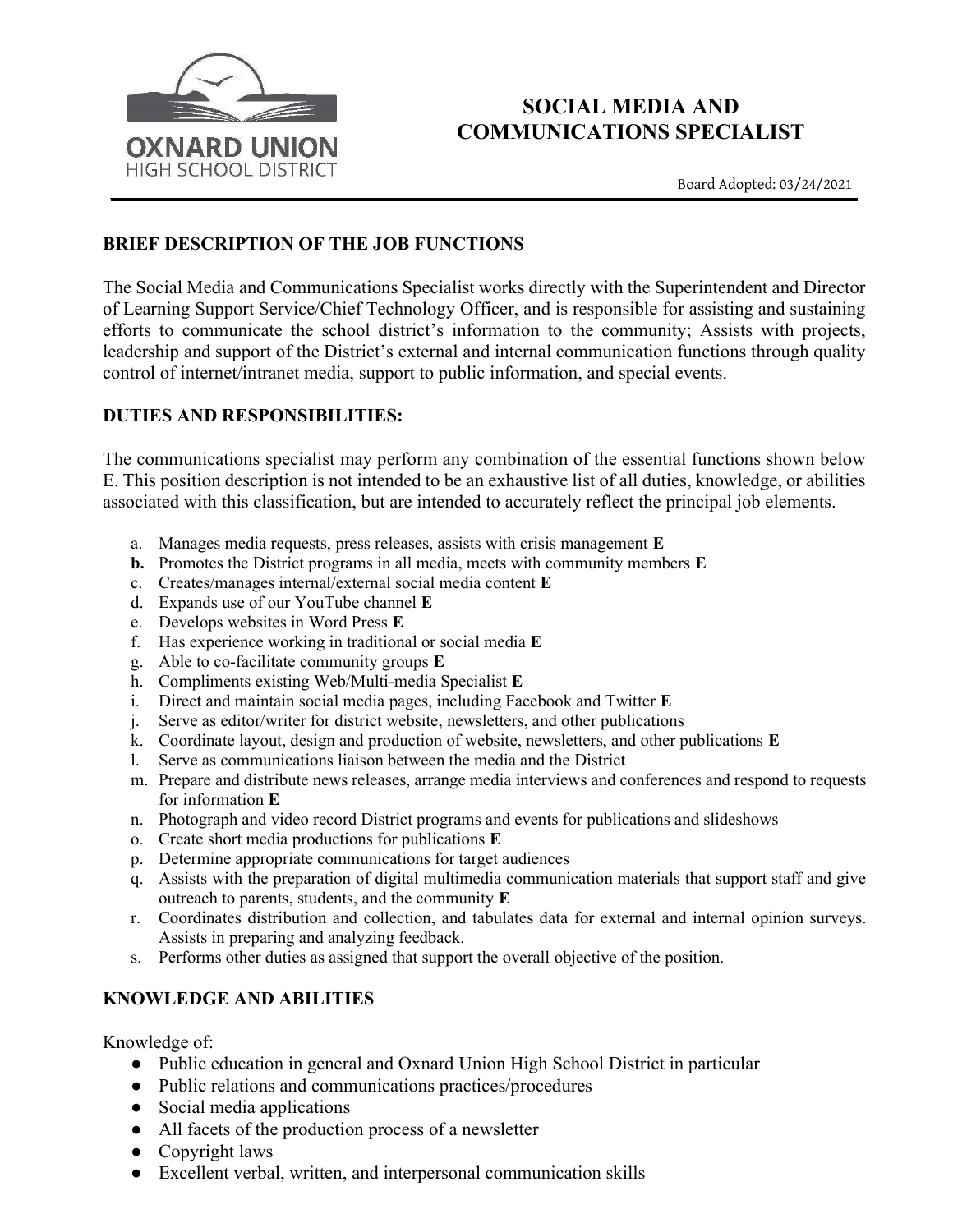OXNARD UNION
HIGH SCHOOL DISTRICT

# SOCIAL MEDIA AND COMMUNICATIONS SPECIALIST

Board Adopted: 03/24/2021

## BRIEF DESCRIPTION OF THE JOB FUNCTIONS

The Social Media and Communications Specialist works directly with the Superintendent and Director of Learning Support Service/Chief Technology Officer, and is responsible for assisting and sustaining efforts to communicate the school district's information to the community; Assists with projects, leadership and support of the District's external and internal communication functions through quality control of internet/intranet media, support to public information, and special events.

## DUTIES AND RESPONSIBILITIES:

The communications specialist may perform any combination of the essential functions shown below E. This position description is not intended to be an exhaustive list of all duties, knowledge, or abilities associated with this classification, but are intended to accurately reflect the principal job elements.

a. Manages media requests, press releases, assists with crisis management **E**
**b.** Promotes the District programs in all media, meets with community members **E**
c. Creates/manages internal/external social media content **E**
d. Expands use of our YouTube channel **E**
e. Develops websites in Word Press **E**
f. Has experience working in traditional or social media **E**
g. Able to co-facilitate community groups **E**
h. Compliments existing Web/Multi-media Specialist **E**
i. Direct and maintain social media pages, including Facebook and Twitter **E**
j. Serve as editor/writer for district website, newsletters, and other publications
k. Coordinate layout, design and production of website, newsletters, and other publications **E**
l. Serve as communications liaison between the media and the District
m. Prepare and distribute news releases, arrange media interviews and conferences and respond to requests for information **E**
n. Photograph and video record District programs and events for publications and slideshows
o. Create short media productions for publications **E**
p. Determine appropriate communications for target audiences
q. Assists with the preparation of digital multimedia communication materials that support staff and give outreach to parents, students, and the community **E**
r. Coordinates distribution and collection, and tabulates data for external and internal opinion surveys. Assists in preparing and analyzing feedback.
s. Performs other duties as assigned that support the overall objective of the position.

## KNOWLEDGE AND ABILITIES

Knowledge of:

- Public education in general and Oxnard Union High School District in particular
- Public relations and communications practices/procedures
- Social media applications
- All facets of the production process of a newsletter
- Copyright laws
- Excellent verbal, written, and interpersonal communication skills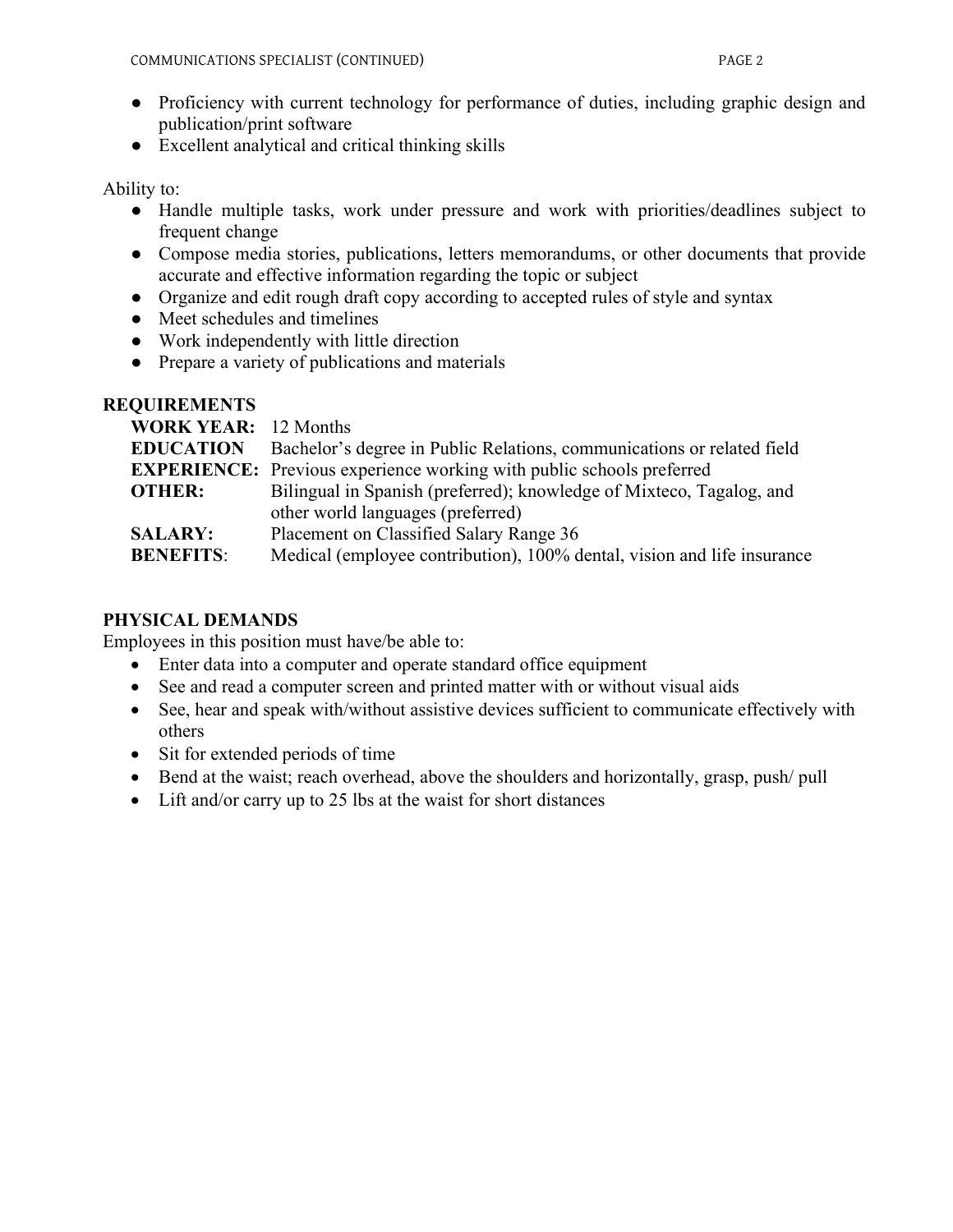- Proficiency with current technology for performance of duties, including graphic design and publication/print software
- Excellent analytical and critical thinking skills

Ability to:

- Handle multiple tasks, work under pressure and work with priorities/deadlines subject to frequent change
- Compose media stories, publications, letters memorandums, or other documents that provide accurate and effective information regarding the topic or subject
- Organize and edit rough draft copy according to accepted rules of style and syntax
- Meet schedules and timelines
- Work independently with little direction
- Prepare a variety of publications and materials

## REQUIREMENTS

| | |
|---|---|
| **WORK YEAR:** | 12 Months |
| **EDUCATION** | Bachelor's degree in Public Relations, communications or related field |
| **EXPERIENCE:** | Previous experience working with public schools preferred |
| **OTHER:** | Bilingual in Spanish (preferred); knowledge of Mixteco, Tagalog, and other world languages (preferred) |
| **SALARY:** | Placement on Classified Salary Range 36 |
| **BENEFITS**: | Medical (employee contribution), 100% dental, vision and life insurance |

## PHYSICAL DEMANDS

Employees in this position must have/be able to:

- Enter data into a computer and operate standard office equipment
- See and read a computer screen and printed matter with or without visual aids
- See, hear and speak with/without assistive devices sufficient to communicate effectively with others
- Sit for extended periods of time
- Bend at the waist; reach overhead, above the shoulders and horizontally, grasp, push/ pull
- Lift and/or carry up to 25 lbs at the waist for short distances